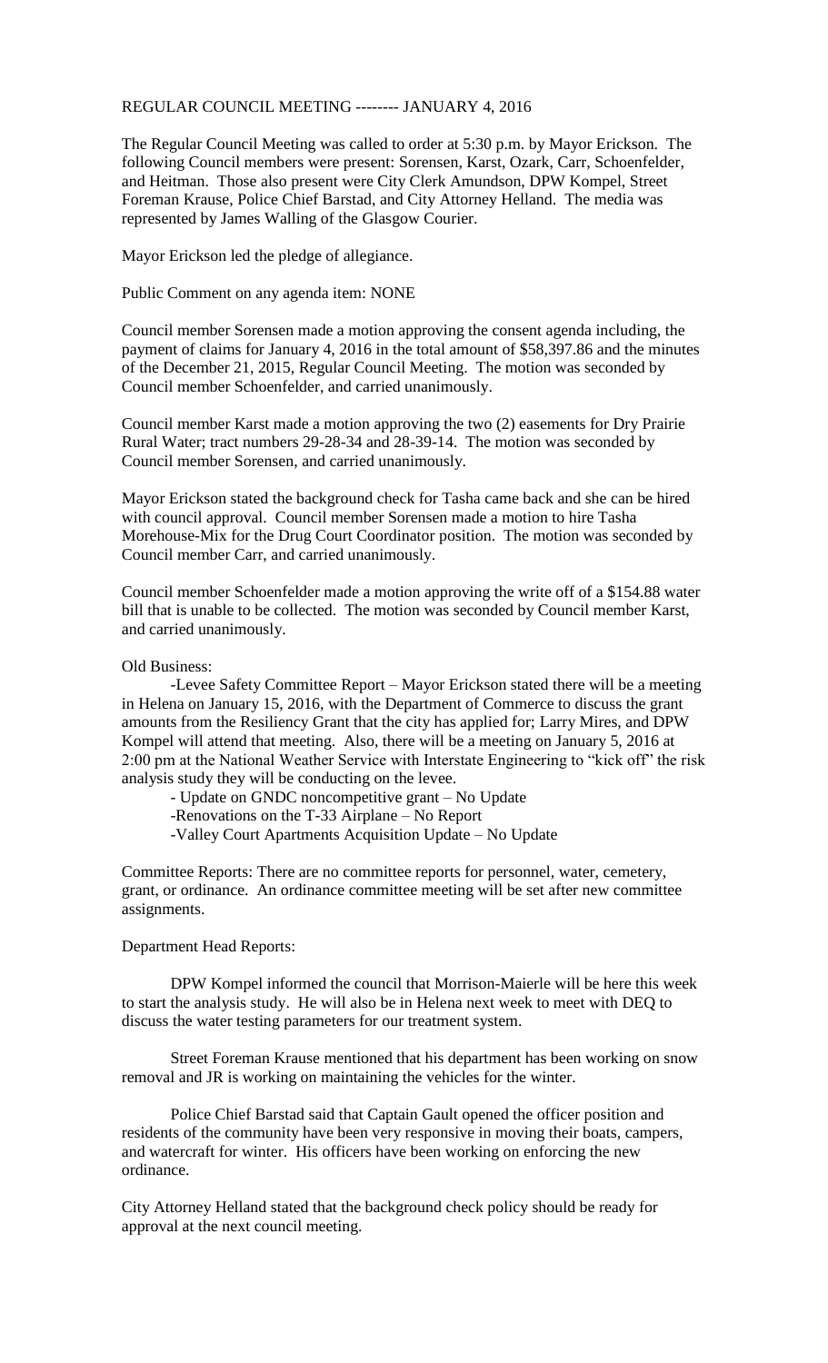# REGULAR COUNCIL MEETING -------- JANUARY 4, 2016

The Regular Council Meeting was called to order at 5:30 p.m. by Mayor Erickson. The following Council members were present: Sorensen, Karst, Ozark, Carr, Schoenfelder, and Heitman. Those also present were City Clerk Amundson, DPW Kompel, Street Foreman Krause, Police Chief Barstad, and City Attorney Helland. The media was represented by James Walling of the Glasgow Courier.

Mayor Erickson led the pledge of allegiance.

Public Comment on any agenda item: NONE

Council member Sorensen made a motion approving the consent agenda including, the payment of claims for January 4, 2016 in the total amount of $58,397.86 and the minutes of the December 21, 2015, Regular Council Meeting. The motion was seconded by Council member Schoenfelder, and carried unanimously.

Council member Karst made a motion approving the two (2) easements for Dry Prairie Rural Water; tract numbers 29-28-34 and 28-39-14. The motion was seconded by Council member Sorensen, and carried unanimously.

Mayor Erickson stated the background check for Tasha came back and she can be hired with council approval. Council member Sorensen made a motion to hire Tasha Morehouse-Mix for the Drug Court Coordinator position. The motion was seconded by Council member Carr, and carried unanimously.

Council member Schoenfelder made a motion approving the write off of a $154.88 water bill that is unable to be collected. The motion was seconded by Council member Karst, and carried unanimously.

Old Business:

-Levee Safety Committee Report – Mayor Erickson stated there will be a meeting in Helena on January 15, 2016, with the Department of Commerce to discuss the grant amounts from the Resiliency Grant that the city has applied for; Larry Mires, and DPW Kompel will attend that meeting. Also, there will be a meeting on January 5, 2016 at 2:00 pm at the National Weather Service with Interstate Engineering to "kick off" the risk analysis study they will be conducting on the levee.

- Update on GNDC noncompetitive grant – No Update

-Renovations on the T-33 Airplane – No Report

-Valley Court Apartments Acquisition Update – No Update

Committee Reports: There are no committee reports for personnel, water, cemetery, grant, or ordinance. An ordinance committee meeting will be set after new committee assignments.

Department Head Reports:

DPW Kompel informed the council that Morrison-Maierle will be here this week to start the analysis study. He will also be in Helena next week to meet with DEQ to discuss the water testing parameters for our treatment system.

Street Foreman Krause mentioned that his department has been working on snow removal and JR is working on maintaining the vehicles for the winter.

Police Chief Barstad said that Captain Gault opened the officer position and residents of the community have been very responsive in moving their boats, campers, and watercraft for winter. His officers have been working on enforcing the new ordinance.

City Attorney Helland stated that the background check policy should be ready for approval at the next council meeting.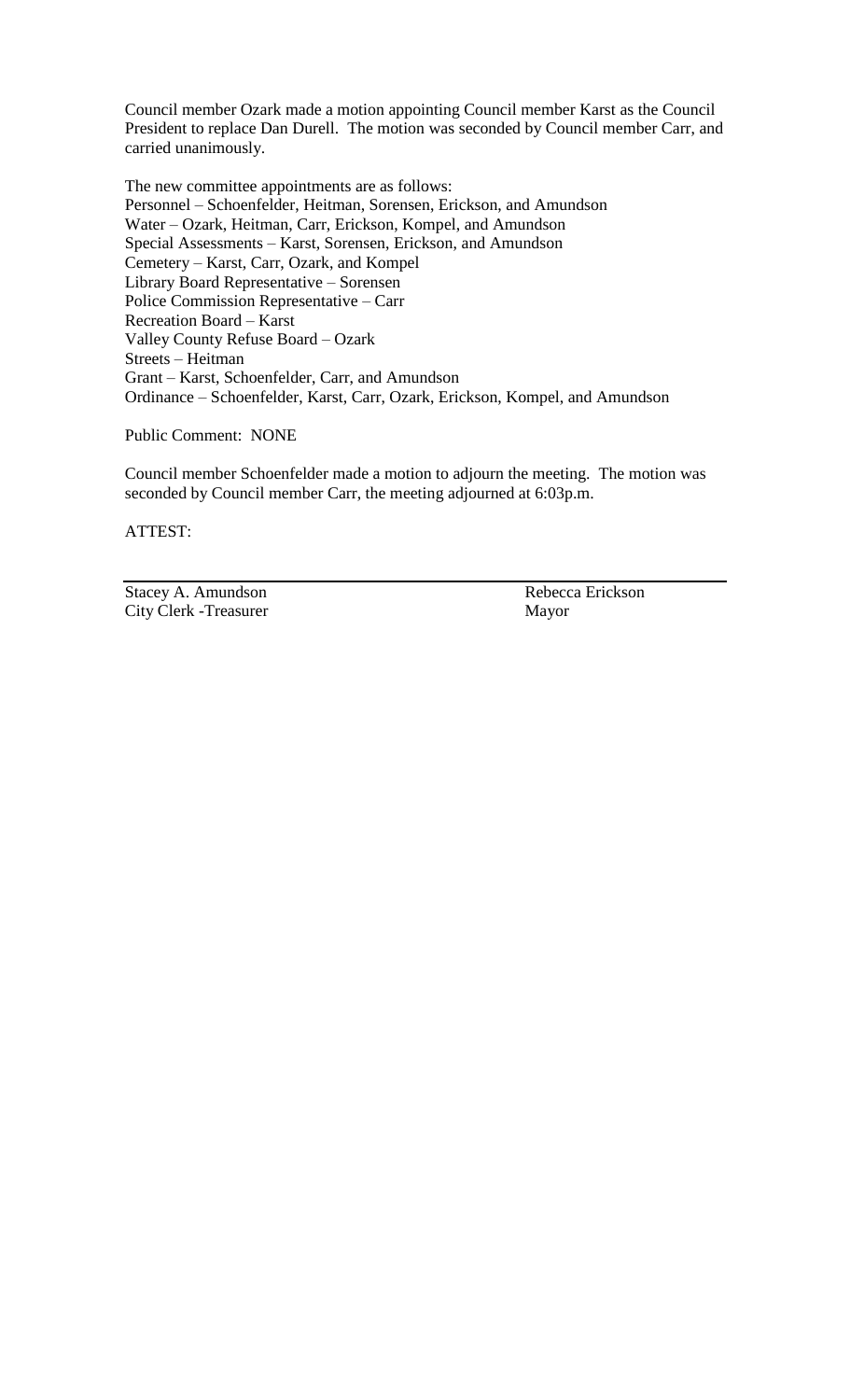Council member Ozark made a motion appointing Council member Karst as the Council President to replace Dan Durell. The motion was seconded by Council member Carr, and carried unanimously.

The new committee appointments are as follows:
Personnel – Schoenfelder, Heitman, Sorensen, Erickson, and Amundson
Water – Ozark, Heitman, Carr, Erickson, Kompel, and Amundson
Special Assessments – Karst, Sorensen, Erickson, and Amundson
Cemetery – Karst, Carr, Ozark, and Kompel
Library Board Representative – Sorensen
Police Commission Representative – Carr
Recreation Board – Karst
Valley County Refuse Board – Ozark
Streets – Heitman
Grant – Karst, Schoenfelder, Carr, and Amundson
Ordinance – Schoenfelder, Karst, Carr, Ozark, Erickson, Kompel, and Amundson

Public Comment: NONE

Council member Schoenfelder made a motion to adjourn the meeting. The motion was seconded by Council member Carr, the meeting adjourned at 6:03p.m.

ATTEST:

Stacey A. Amundson
City Clerk -Treasurer

Rebecca Erickson
Mayor